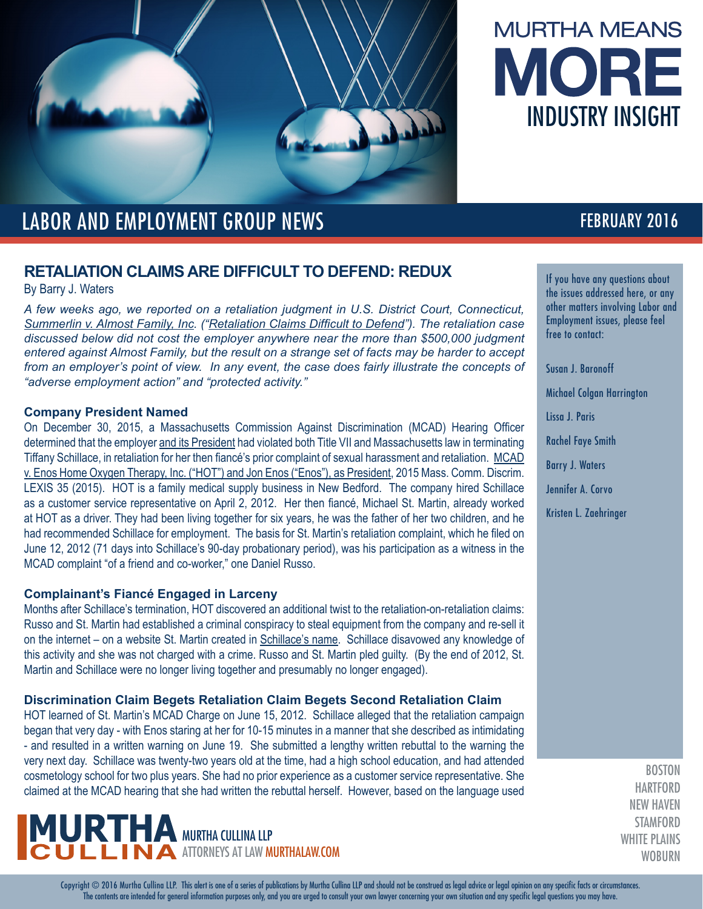# MURTHA MEANS MORE

INDUSTRY INSIGHT

## LABOR AND EMPLOYMENT GROUP NEWS

FEBRUARY 2016

## RETALIATION CLAIMS ARE DIFFICULT TO DEFEND: REDUX

By Barry J. Waters

*A few weeks ago, we reported on a retaliation judgment in U.S. District Court, Connecticut, Summerlin v. Almost Family, Inc. ("Retaliation Claims Difficult to Defend"). The retaliation case discussed below did not cost the employer anywhere near the more than $500,000 judgment entered against Almost Family, but the result on a strange set of facts may be harder to accept from an employer's point of view. In any event, the case does fairly illustrate the concepts of "adverse employment action" and "protected activity."*

### Company President Named

On December 30, 2015, a Massachusetts Commission Against Discrimination (MCAD) Hearing Officer determined that the employer and its President had violated both Title VII and Massachusetts law in terminating Tiffany Schillace, in retaliation for her then fiancé's prior complaint of sexual harassment and retaliation. MCAD v. Enos Home Oxygen Therapy, Inc. ("HOT") and Jon Enos ("Enos"), as President, 2015 Mass. Comm. Discrim. LEXIS 35 (2015). HOT is a family medical supply business in New Bedford. The company hired Schillace as a customer service representative on April 2, 2012. Her then fiancé, Michael St. Martin, already worked at HOT as a driver. They had been living together for six years, he was the father of her two children, and he had recommended Schillace for employment. The basis for St. Martin's retaliation complaint, which he filed on June 12, 2012 (71 days into Schillace's 90-day probationary period), was his participation as a witness in the MCAD complaint "of a friend and co-worker," one Daniel Russo.

### Complainant's Fiancé Engaged in Larceny

Months after Schillace's termination, HOT discovered an additional twist to the retaliation-on-retaliation claims: Russo and St. Martin had established a criminal conspiracy to steal equipment from the company and re-sell it on the internet – on a website St. Martin created in Schillace's name. Schillace disavowed any knowledge of this activity and she was not charged with a crime. Russo and St. Martin pled guilty. (By the end of 2012, St. Martin and Schillace were no longer living together and presumably no longer engaged).

### Discrimination Claim Begets Retaliation Claim Begets Second Retaliation Claim

HOT learned of St. Martin's MCAD Charge on June 15, 2012. Schillace alleged that the retaliation campaign began that very day - with Enos staring at her for 10-15 minutes in a manner that she described as intimidating - and resulted in a written warning on June 19. She submitted a lengthy written rebuttal to the warning the very next day. Schillace was twenty-two years old at the time, had a high school education, and had attended cosmetology school for two plus years. She had no prior experience as a customer service representative. She claimed at the MCAD hearing that she had written the rebuttal herself. However, based on the language used

If you have any questions about the issues addressed here, or any other matters involving Labor and Employment issues, please feel free to contact:

- Susan J. Baronoff
- Michael Colgan Harrington
- Lissa J. Paris
- Rachel Faye Smith
- Barry J. Waters
- Jennifer A. Corvo
- Kristen L. Zaehringer

BOSTON
HARTFORD
NEW HAVEN
STAMFORD
WHITE PLAINS
WOBURN

MURTHA CULLINA LLP
ATTORNEYS AT LAW MURTHALAW.COM

Copyright © 2016 Murtha Cullina LLP. This alert is one of a series of publications by Murtha Cullina LLP and should not be construed as legal advice or legal opinion on any specific facts or circumstances. The contents are intended for general information purposes only, and you are urged to consult your own lawyer concerning your own situation and any specific legal questions you may have.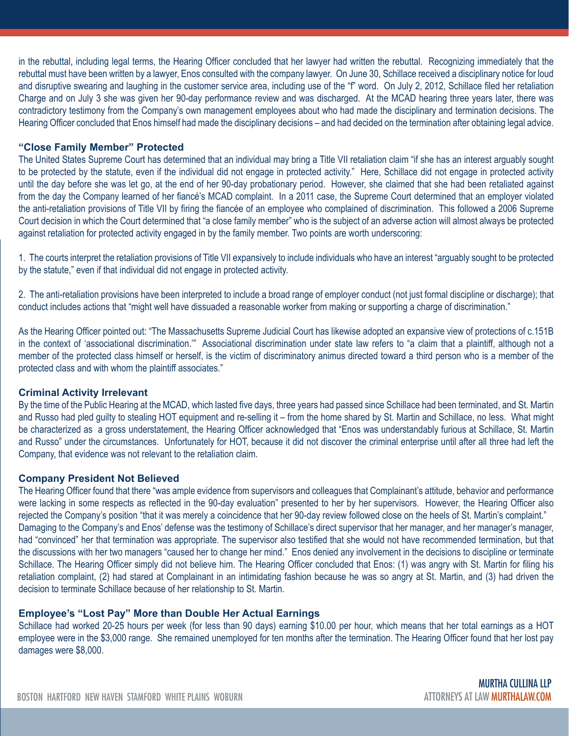in the rebuttal, including legal terms, the Hearing Officer concluded that her lawyer had written the rebuttal. Recognizing immediately that the rebuttal must have been written by a lawyer, Enos consulted with the company lawyer. On June 30, Schillace received a disciplinary notice for loud and disruptive swearing and laughing in the customer service area, including use of the "f" word. On July 2, 2012, Schillace filed her retaliation Charge and on July 3 she was given her 90-day performance review and was discharged. At the MCAD hearing three years later, there was contradictory testimony from the Company's own management employees about who had made the disciplinary and termination decisions. The Hearing Officer concluded that Enos himself had made the disciplinary decisions – and had decided on the termination after obtaining legal advice.

### "Close Family Member" Protected

The United States Supreme Court has determined that an individual may bring a Title VII retaliation claim "if she has an interest arguably sought to be protected by the statute, even if the individual did not engage in protected activity." Here, Schillace did not engage in protected activity until the day before she was let go, at the end of her 90-day probationary period. However, she claimed that she had been retaliated against from the day the Company learned of her fiancé's MCAD complaint. In a 2011 case, the Supreme Court determined that an employer violated the anti-retaliation provisions of Title VII by firing the fiancée of an employee who complained of discrimination. This followed a 2006 Supreme Court decision in which the Court determined that "a close family member" who is the subject of an adverse action will almost always be protected against retaliation for protected activity engaged in by the family member. Two points are worth underscoring:

1. The courts interpret the retaliation provisions of Title VII expansively to include individuals who have an interest "arguably sought to be protected by the statute," even if that individual did not engage in protected activity.

2. The anti-retaliation provisions have been interpreted to include a broad range of employer conduct (not just formal discipline or discharge); that conduct includes actions that "might well have dissuaded a reasonable worker from making or supporting a charge of discrimination."

As the Hearing Officer pointed out: "The Massachusetts Supreme Judicial Court has likewise adopted an expansive view of protections of c.151B in the context of 'associational discrimination.'" Associational discrimination under state law refers to "a claim that a plaintiff, although not a member of the protected class himself or herself, is the victim of discriminatory animus directed toward a third person who is a member of the protected class and with whom the plaintiff associates."

### Criminal Activity Irrelevant

By the time of the Public Hearing at the MCAD, which lasted five days, three years had passed since Schillace had been terminated, and St. Martin and Russo had pled guilty to stealing HOT equipment and re-selling it – from the home shared by St. Martin and Schillace, no less. What might be characterized as a gross understatement, the Hearing Officer acknowledged that "Enos was understandably furious at Schillace, St. Martin and Russo" under the circumstances. Unfortunately for HOT, because it did not discover the criminal enterprise until after all three had left the Company, that evidence was not relevant to the retaliation claim.

### Company President Not Believed

The Hearing Officer found that there "was ample evidence from supervisors and colleagues that Complainant's attitude, behavior and performance were lacking in some respects as reflected in the 90-day evaluation" presented to her by her supervisors. However, the Hearing Officer also rejected the Company's position "that it was merely a coincidence that her 90-day review followed close on the heels of St. Martin's complaint." Damaging to the Company's and Enos' defense was the testimony of Schillace's direct supervisor that her manager, and her manager's manager, had "convinced" her that termination was appropriate. The supervisor also testified that she would not have recommended termination, but that the discussions with her two managers "caused her to change her mind." Enos denied any involvement in the decisions to discipline or terminate Schillace. The Hearing Officer simply did not believe him. The Hearing Officer concluded that Enos: (1) was angry with St. Martin for filing his retaliation complaint, (2) had stared at Complainant in an intimidating fashion because he was so angry at St. Martin, and (3) had driven the decision to terminate Schillace because of her relationship to St. Martin.

### Employee's "Lost Pay" More than Double Her Actual Earnings

Schillace had worked 20-25 hours per week (for less than 90 days) earning $10.00 per hour, which means that her total earnings as a HOT employee were in the $3,000 range. She remained unemployed for ten months after the termination. The Hearing Officer found that her lost pay damages were $8,000.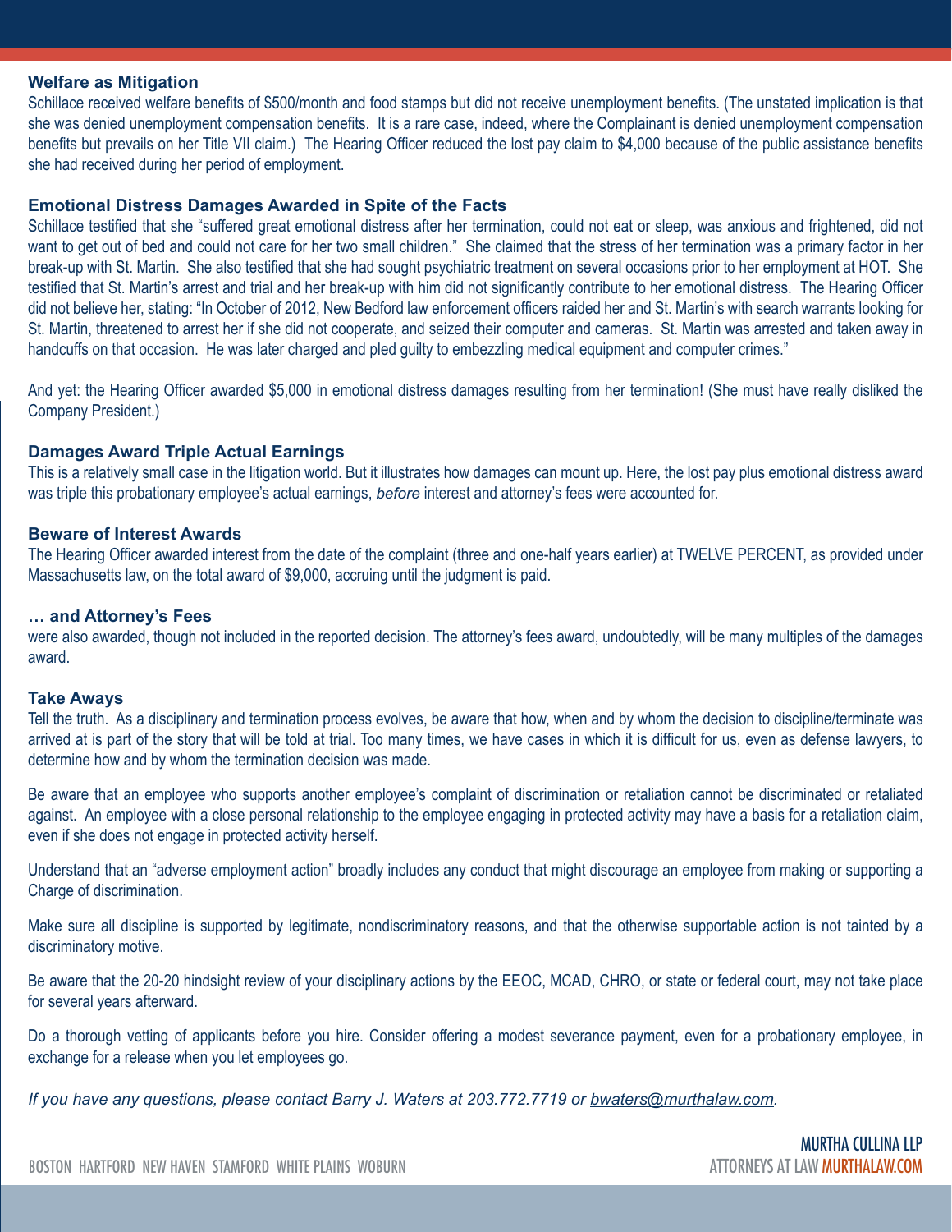### Welfare as Mitigation

Schillace received welfare benefits of $500/month and food stamps but did not receive unemployment benefits. (The unstated implication is that she was denied unemployment compensation benefits. It is a rare case, indeed, where the Complainant is denied unemployment compensation benefits but prevails on her Title VII claim.) The Hearing Officer reduced the lost pay claim to $4,000 because of the public assistance benefits she had received during her period of employment.

### Emotional Distress Damages Awarded in Spite of the Facts

Schillace testified that she "suffered great emotional distress after her termination, could not eat or sleep, was anxious and frightened, did not want to get out of bed and could not care for her two small children." She claimed that the stress of her termination was a primary factor in her break-up with St. Martin. She also testified that she had sought psychiatric treatment on several occasions prior to her employment at HOT. She testified that St. Martin's arrest and trial and her break-up with him did not significantly contribute to her emotional distress. The Hearing Officer did not believe her, stating: "In October of 2012, New Bedford law enforcement officers raided her and St. Martin's with search warrants looking for St. Martin, threatened to arrest her if she did not cooperate, and seized their computer and cameras. St. Martin was arrested and taken away in handcuffs on that occasion. He was later charged and pled guilty to embezzling medical equipment and computer crimes."

And yet: the Hearing Officer awarded $5,000 in emotional distress damages resulting from her termination! (She must have really disliked the Company President.)

### Damages Award Triple Actual Earnings

This is a relatively small case in the litigation world. But it illustrates how damages can mount up. Here, the lost pay plus emotional distress award was triple this probationary employee's actual earnings, *before* interest and attorney's fees were accounted for.

### Beware of Interest Awards

The Hearing Officer awarded interest from the date of the complaint (three and one-half years earlier) at TWELVE PERCENT, as provided under Massachusetts law, on the total award of $9,000, accruing until the judgment is paid.

### … and Attorney's Fees

were also awarded, though not included in the reported decision. The attorney's fees award, undoubtedly, will be many multiples of the damages award.

### Take Aways

Tell the truth. As a disciplinary and termination process evolves, be aware that how, when and by whom the decision to discipline/terminate was arrived at is part of the story that will be told at trial. Too many times, we have cases in which it is difficult for us, even as defense lawyers, to determine how and by whom the termination decision was made.

Be aware that an employee who supports another employee's complaint of discrimination or retaliation cannot be discriminated or retaliated against. An employee with a close personal relationship to the employee engaging in protected activity may have a basis for a retaliation claim, even if she does not engage in protected activity herself.

Understand that an "adverse employment action" broadly includes any conduct that might discourage an employee from making or supporting a Charge of discrimination.

Make sure all discipline is supported by legitimate, nondiscriminatory reasons, and that the otherwise supportable action is not tainted by a discriminatory motive.

Be aware that the 20-20 hindsight review of your disciplinary actions by the EEOC, MCAD, CHRO, or state or federal court, may not take place for several years afterward.

Do a thorough vetting of applicants before you hire. Consider offering a modest severance payment, even for a probationary employee, in exchange for a release when you let employees go.

*If you have any questions, please contact Barry J. Waters at 203.772.7719 or bwaters@murthalaw.com.*

BOSTON HARTFORD NEW HAVEN STAMFORD WHITE PLAINS WOBURN

MURTHA CULLINA LLP
ATTORNEYS AT LAW MURTHALAW.COM